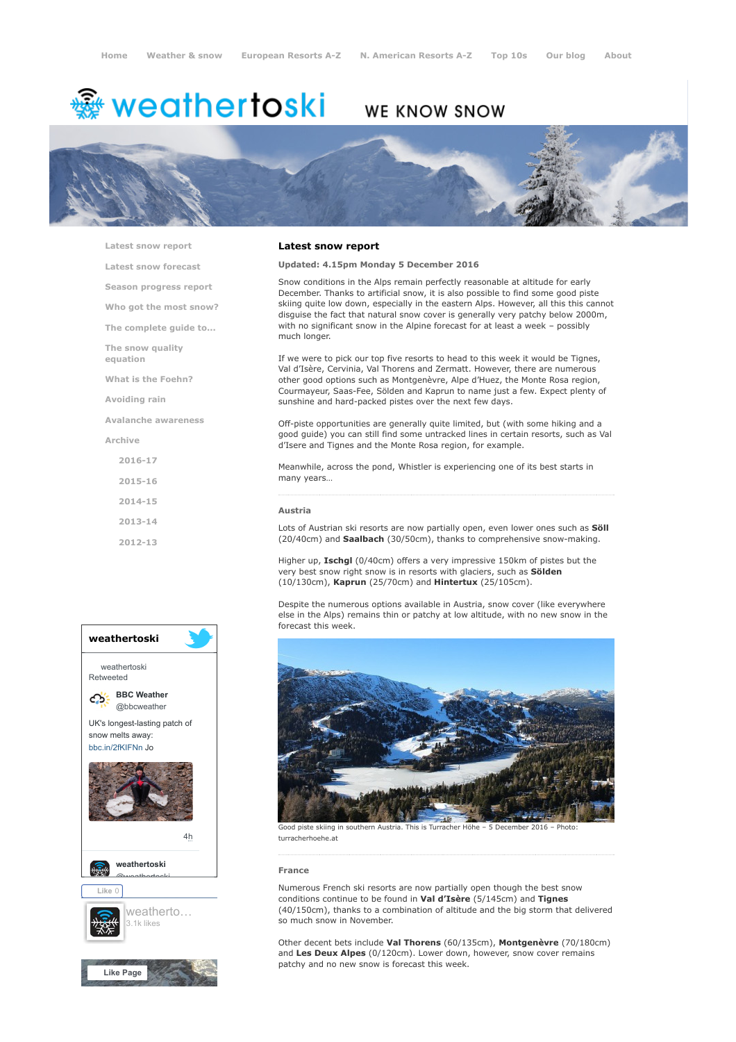Home · Weather & snow · European Resorts A-Z · N. American Resorts A-Z · Top 10s · Our blog · About

# weathertoski

WE KNOW SNOW

- Latest snow report
- Latest snow forecast
- Season progress report
- Who got the most snow?
- The complete guide to...
- The snow quality equation
- What is the Foehn?
- Avoiding rain
- Avalanche awareness
- Archive
  - 2016-17
  - 2015-16
  - 2014-15
  - 2013-14
  - 2012-13

## Latest snow report

**Updated: 4.15pm Monday 5 December 2016**

Snow conditions in the Alps remain perfectly reasonable at altitude for early December. Thanks to artificial snow, it is also possible to find some good piste skiing quite low down, especially in the eastern Alps. However, all this this cannot disguise the fact that natural snow cover is generally very patchy below 2000m, with no significant snow in the Alpine forecast for at least a week – possibly much longer.

If we were to pick our top five resorts to head to this week it would be Tignes, Val d'Isère, Cervinia, Val Thorens and Zermatt. However, there are numerous other good options such as Montgenèvre, Alpe d'Huez, the Monte Rosa region, Courmayeur, Saas-Fee, Sölden and Kaprun to name just a few. Expect plenty of sunshine and hard-packed pistes over the next few days.

Off-piste opportunities are generally quite limited, but (with some hiking and a good guide) you can still find some untracked lines in certain resorts, such as Val d'Isere and Tignes and the Monte Rosa region, for example.

Meanwhile, across the pond, Whistler is experiencing one of its best starts in many years...

### Austria

Lots of Austrian ski resorts are now partially open, even lower ones such as **Söll** (20/40cm) and **Saalbach** (30/50cm), thanks to comprehensive snow-making.

Higher up, **Ischgl** (0/40cm) offers a very impressive 150km of pistes but the very best snow right snow is in resorts with glaciers, such as **Sölden** (10/130cm), **Kaprun** (25/70cm) and **Hintertux** (25/105cm).

Despite the numerous options available in Austria, snow cover (like everywhere else in the Alps) remains thin or patchy at low altitude, with no new snow in the forecast this week.

Good piste skiing in southern Austria. This is Turracher Höhe – 5 December 2016 – Photo: turracherhoehe.at

### France

Numerous French ski resorts are now partially open though the best snow conditions continue to be found in **Val d'Isère** (5/145cm) and **Tignes** (40/150cm), thanks to a combination of altitude and the big storm that delivered so much snow in November.

Other decent bets include **Val Thorens** (60/135cm), **Montgenèvre** (70/180cm) and **Les Deux Alpes** (0/120cm). Lower down, however, snow cover remains patchy and no new snow is forecast this week.

**weathertoski**

weathertoski Retweeted

**BBC Weather** @bbcweather

UK's longest-lasting patch of snow melts away: bbc.in/2fKIFNn Jo

4h

**weathertoski** @weathertoski

Like 0

weatherto... 3.1k likes

Like Page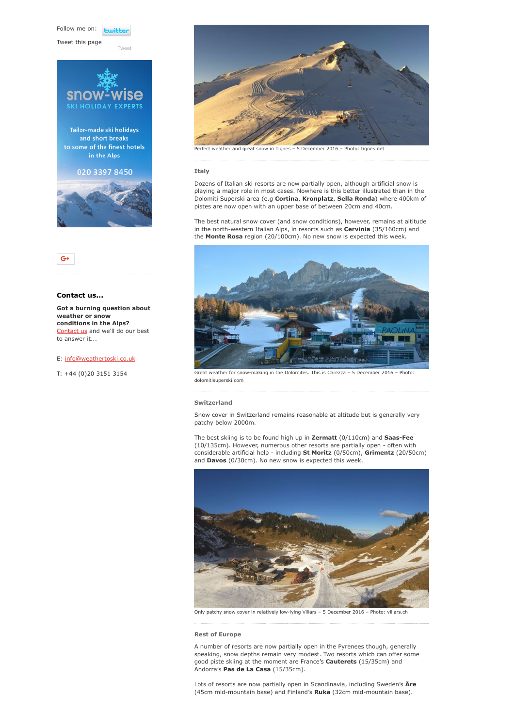Follow me on:

Tweet this page

Tweet

snow-wise

SKI HOLIDAY EXPERTS

Tailor-made ski holidays and short breaks to some of the finest hotels in the Alps

020 3397 8450

**Contact us...**

**Got a burning question about weather or snow conditions in the Alps?** Contact us and we'll do our best to answer it...

E: info@weathertoski.co.uk

T: +44 (0)20 3151 3154

Perfect weather and great snow in Tignes – 5 December 2016 – Photo: tignes.net

### Italy

Dozens of Italian ski resorts are now partially open, although artificial snow is playing a major role in most cases. Nowhere is this better illustrated than in the Dolomiti Superski area (e.g **Cortina**, **Kronplatz**, **Sella Ronda**) where 400km of pistes are now open with an upper base of between 20cm and 40cm.

The best natural snow cover (and snow conditions), however, remains at altitude in the north-western Italian Alps, in resorts such as **Cervinia** (35/160cm) and the **Monte Rosa** region (20/100cm). No new snow is expected this week.

Great weather for snow-making in the Dolomites. This is Carezza – 5 December 2016 – Photo: dolomitisuperski.com

### Switzerland

Snow cover in Switzerland remains reasonable at altitude but is generally very patchy below 2000m.

The best skiing is to be found high up in **Zermatt** (0/110cm) and **Saas-Fee** (10/135cm). However, numerous other resorts are partially open - often with considerable artificial help - including **St Moritz** (0/50cm), **Grimentz** (20/50cm) and **Davos** (0/30cm). No new snow is expected this week.

Only patchy snow cover in relatively low-lying Villars – 5 December 2016 – Photo: villars.ch

### Rest of Europe

A number of resorts are now partially open in the Pyrenees though, generally speaking, snow depths remain very modest. Two resorts which can offer some good piste skiing at the moment are France's **Cauterets** (15/35cm) and Andorra's **Pas de La Casa** (15/35cm).

Lots of resorts are now partially open in Scandinavia, including Sweden's **Åre** (45cm mid-mountain base) and Finland's **Ruka** (32cm mid-mountain base).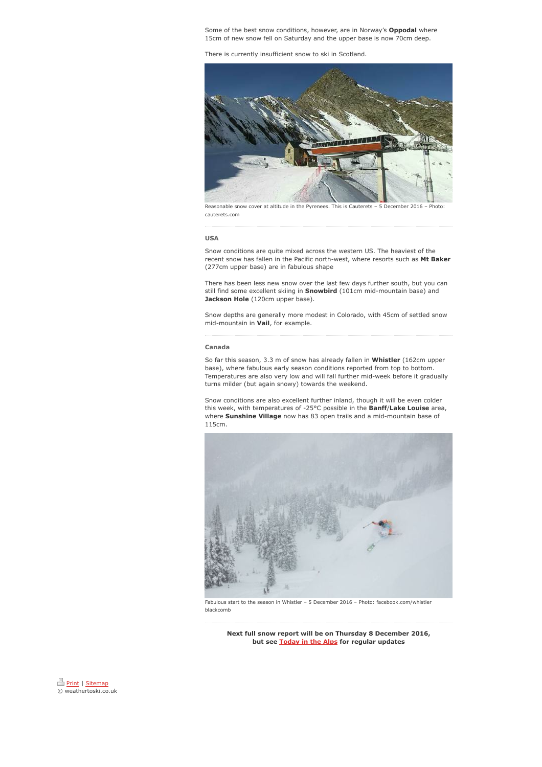Some of the best snow conditions, however, are in Norway's **Oppodal** where 15cm of new snow fell on Saturday and the upper base is now 70cm deep.

There is currently insufficient snow to ski in Scotland.

Reasonable snow cover at altitude in the Pyrenees. This is Cauterets – 5 December 2016 – Photo: cauterets.com

### USA

Snow conditions are quite mixed across the western US. The heaviest of the recent snow has fallen in the Pacific north-west, where resorts such as **Mt Baker** (277cm upper base) are in fabulous shape

There has been less new snow over the last few days further south, but you can still find some excellent skiing in **Snowbird** (101cm mid-mountain base) and **Jackson Hole** (120cm upper base).

Snow depths are generally more modest in Colorado, with 45cm of settled snow mid-mountain in **Vail**, for example.

### Canada

So far this season, 3.3 m of snow has already fallen in **Whistler** (162cm upper base), where fabulous early season conditions reported from top to bottom. Temperatures are also very low and will fall further mid-week before it gradually turns milder (but again snowy) towards the weekend.

Snow conditions are also excellent further inland, though it will be even colder this week, with temperatures of -25°C possible in the **Banff**/**Lake Louise** area, where **Sunshine Village** now has 83 open trails and a mid-mountain base of 115cm.

Fabulous start to the season in Whistler – 5 December 2016 – Photo: facebook.com/whistler blackcomb

**Next full snow report will be on Thursday 8 December 2016, but see Today in the Alps for regular updates**

Print | Sitemap
© weathertoski.co.uk